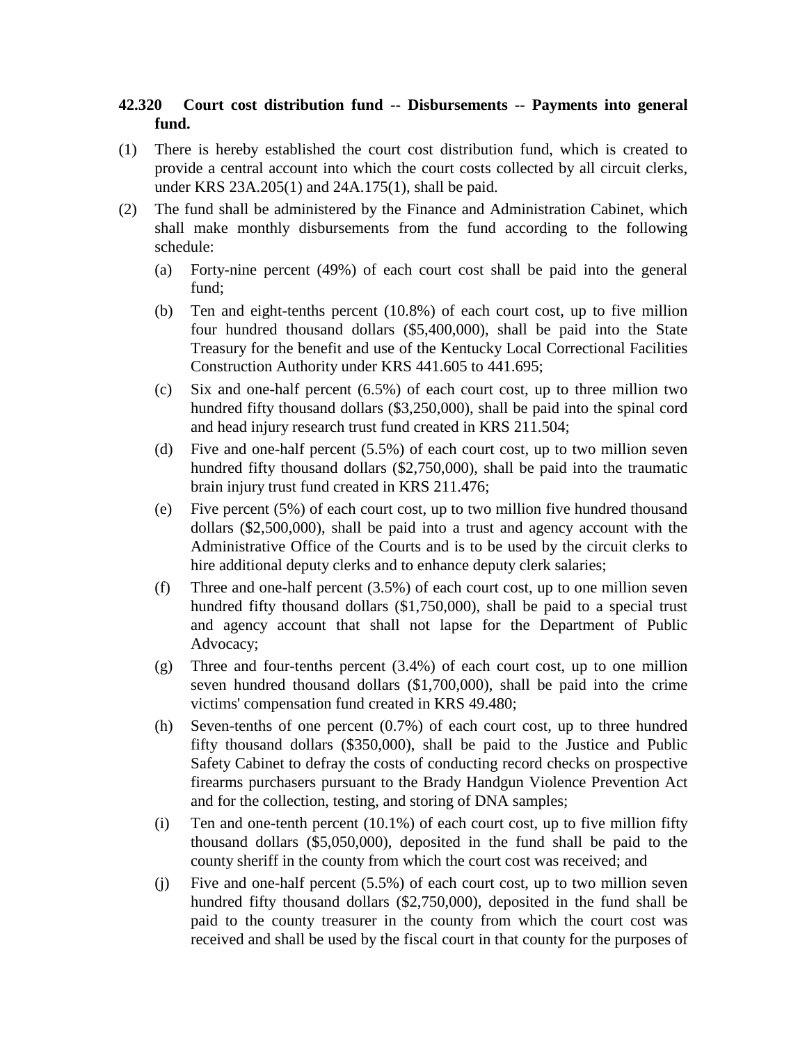**42.320 Court cost distribution fund -- Disbursements -- Payments into general fund.**

(1) There is hereby established the court cost distribution fund, which is created to provide a central account into which the court costs collected by all circuit clerks, under KRS 23A.205(1) and 24A.175(1), shall be paid.

(2) The fund shall be administered by the Finance and Administration Cabinet, which shall make monthly disbursements from the fund according to the following schedule:

(a) Forty-nine percent (49%) of each court cost shall be paid into the general fund;

(b) Ten and eight-tenths percent (10.8%) of each court cost, up to five million four hundred thousand dollars ($5,400,000), shall be paid into the State Treasury for the benefit and use of the Kentucky Local Correctional Facilities Construction Authority under KRS 441.605 to 441.695;

(c) Six and one-half percent (6.5%) of each court cost, up to three million two hundred fifty thousand dollars ($3,250,000), shall be paid into the spinal cord and head injury research trust fund created in KRS 211.504;

(d) Five and one-half percent (5.5%) of each court cost, up to two million seven hundred fifty thousand dollars ($2,750,000), shall be paid into the traumatic brain injury trust fund created in KRS 211.476;

(e) Five percent (5%) of each court cost, up to two million five hundred thousand dollars ($2,500,000), shall be paid into a trust and agency account with the Administrative Office of the Courts and is to be used by the circuit clerks to hire additional deputy clerks and to enhance deputy clerk salaries;

(f) Three and one-half percent (3.5%) of each court cost, up to one million seven hundred fifty thousand dollars ($1,750,000), shall be paid to a special trust and agency account that shall not lapse for the Department of Public Advocacy;

(g) Three and four-tenths percent (3.4%) of each court cost, up to one million seven hundred thousand dollars ($1,700,000), shall be paid into the crime victims' compensation fund created in KRS 49.480;

(h) Seven-tenths of one percent (0.7%) of each court cost, up to three hundred fifty thousand dollars ($350,000), shall be paid to the Justice and Public Safety Cabinet to defray the costs of conducting record checks on prospective firearms purchasers pursuant to the Brady Handgun Violence Prevention Act and for the collection, testing, and storing of DNA samples;

(i) Ten and one-tenth percent (10.1%) of each court cost, up to five million fifty thousand dollars ($5,050,000), deposited in the fund shall be paid to the county sheriff in the county from which the court cost was received; and

(j) Five and one-half percent (5.5%) of each court cost, up to two million seven hundred fifty thousand dollars ($2,750,000), deposited in the fund shall be paid to the county treasurer in the county from which the court cost was received and shall be used by the fiscal court in that county for the purposes of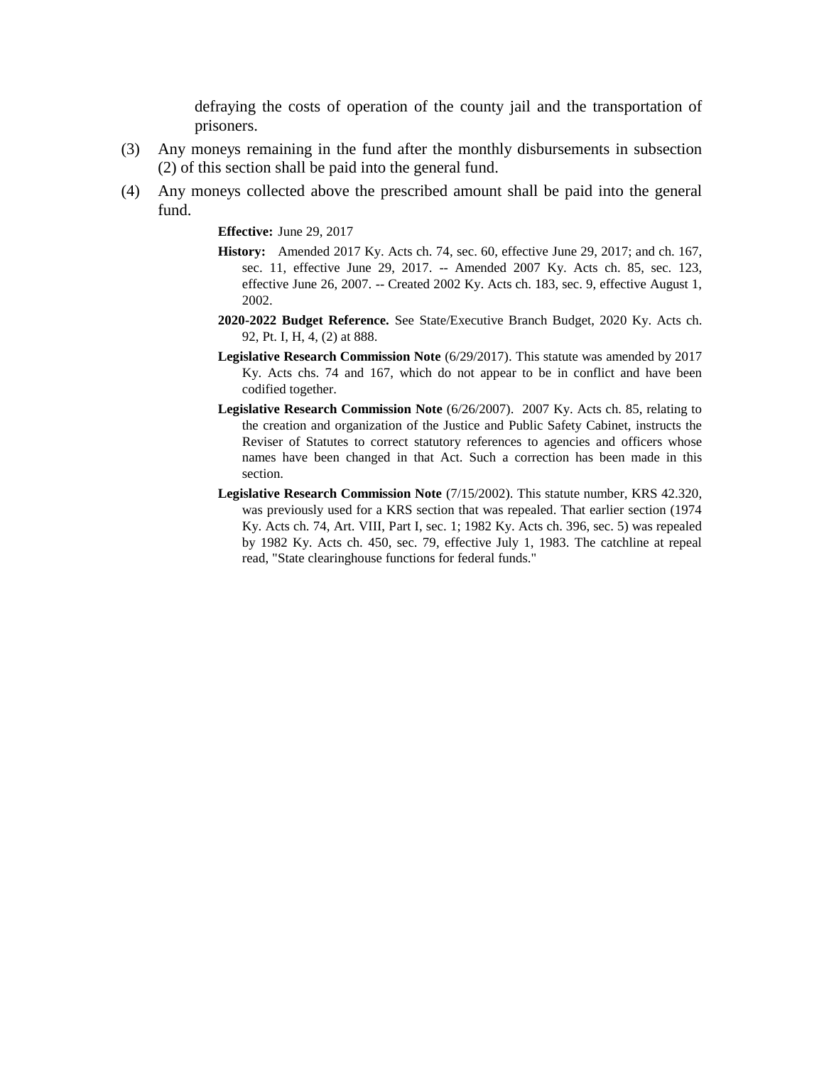defraying the costs of operation of the county jail and the transportation of prisoners.

(3) Any moneys remaining in the fund after the monthly disbursements in subsection (2) of this section shall be paid into the general fund.

(4) Any moneys collected above the prescribed amount shall be paid into the general fund.

**Effective:** June 29, 2017

**History:** Amended 2017 Ky. Acts ch. 74, sec. 60, effective June 29, 2017; and ch. 167, sec. 11, effective June 29, 2017. -- Amended 2007 Ky. Acts ch. 85, sec. 123, effective June 26, 2007. -- Created 2002 Ky. Acts ch. 183, sec. 9, effective August 1, 2002.

**2020-2022 Budget Reference.** See State/Executive Branch Budget, 2020 Ky. Acts ch. 92, Pt. I, H, 4, (2) at 888.

**Legislative Research Commission Note** (6/29/2017). This statute was amended by 2017 Ky. Acts chs. 74 and 167, which do not appear to be in conflict and have been codified together.

**Legislative Research Commission Note** (6/26/2007). 2007 Ky. Acts ch. 85, relating to the creation and organization of the Justice and Public Safety Cabinet, instructs the Reviser of Statutes to correct statutory references to agencies and officers whose names have been changed in that Act. Such a correction has been made in this section.

**Legislative Research Commission Note** (7/15/2002). This statute number, KRS 42.320, was previously used for a KRS section that was repealed. That earlier section (1974 Ky. Acts ch. 74, Art. VIII, Part I, sec. 1; 1982 Ky. Acts ch. 396, sec. 5) was repealed by 1982 Ky. Acts ch. 450, sec. 79, effective July 1, 1983. The catchline at repeal read, "State clearinghouse functions for federal funds."